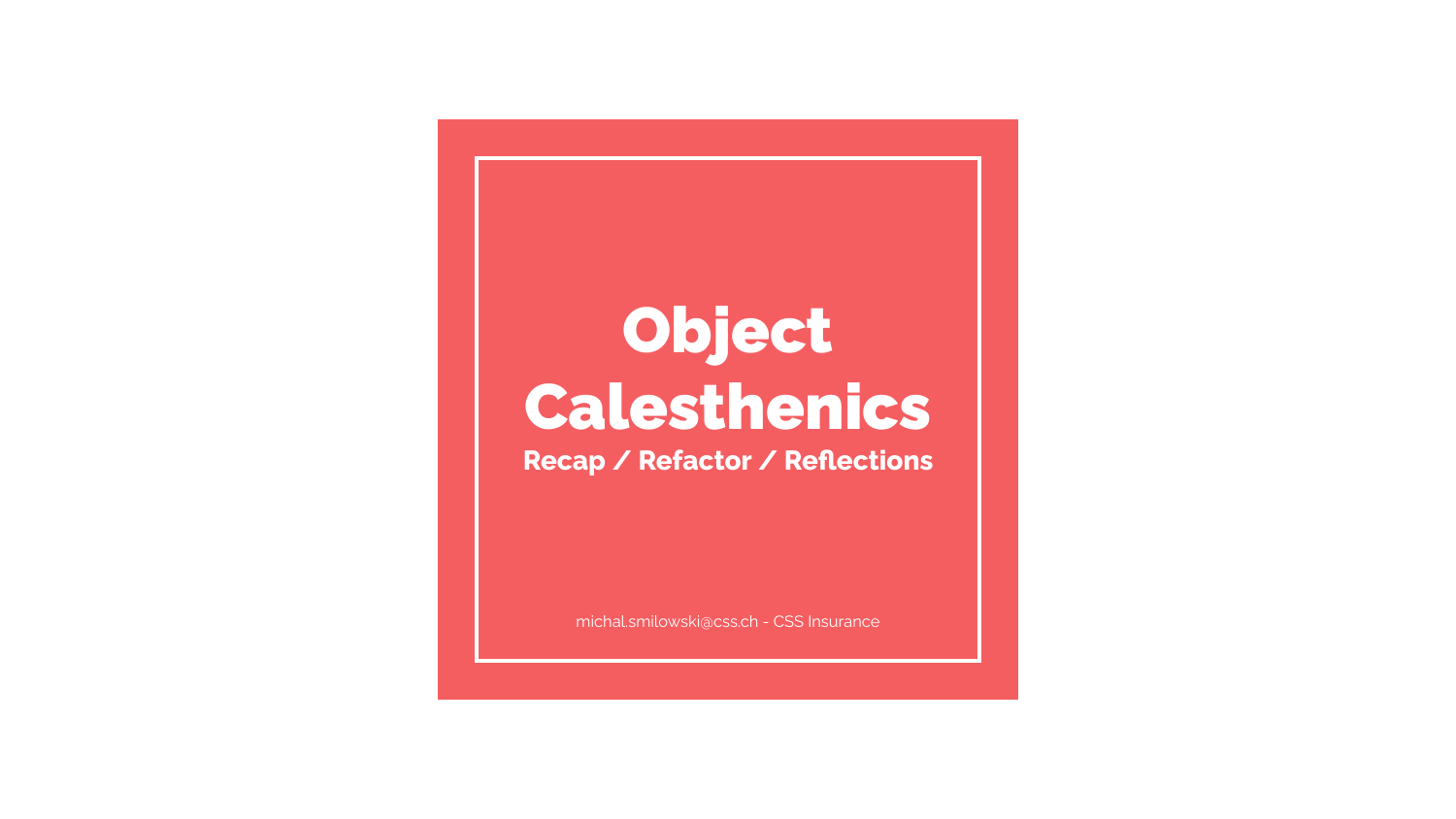# Object Calesthenics

**Recap / Refactor / Reflections**

michal.smilowski@css.ch - CSS Insurance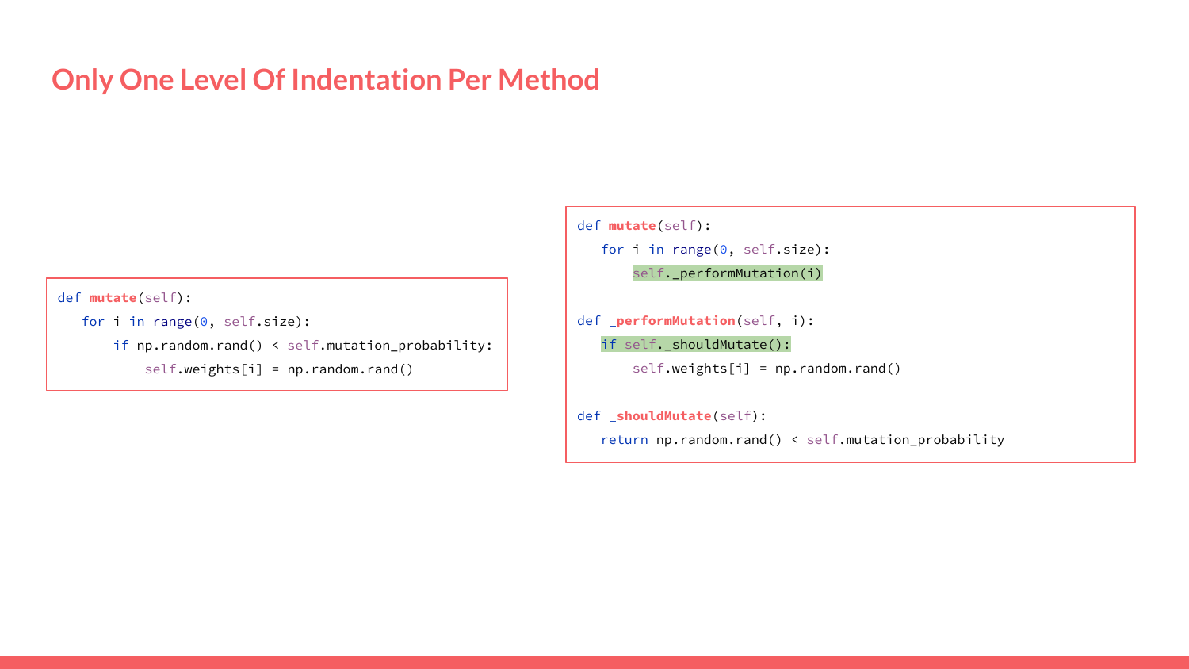# Only One Level Of Indentation Per Method

```python
def mutate(self):
    for i in range(0, self.size):
        if np.random.rand() < self.mutation_probability:
            self.weights[i] = np.random.rand()
```

```python
def mutate(self):
    for i in range(0, self.size):
        self._performMutation(i)

def _performMutation(self, i):
    if self._shouldMutate():
        self.weights[i] = np.random.rand()

def _shouldMutate(self):
    return np.random.rand() < self.mutation_probability
```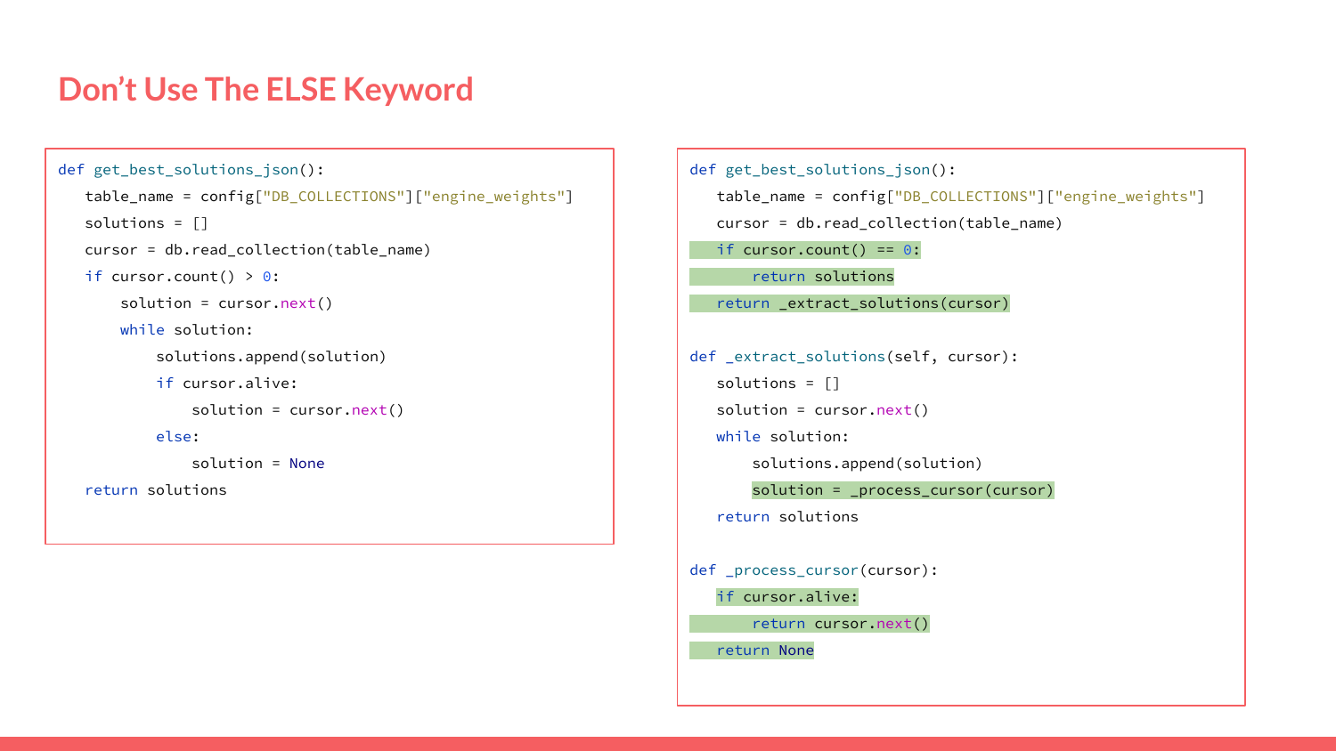# Don't Use The ELSE Keyword

```
def get_best_solutions_json():
    table_name = config["DB_COLLECTIONS"]["engine_weights"]
    solutions = []
    cursor = db.read_collection(table_name)
    if cursor.count() > 0:
        solution = cursor.next()
        while solution:
            solutions.append(solution)
            if cursor.alive:
                solution = cursor.next()
            else:
                solution = None
    return solutions
```

```
def get_best_solutions_json():
    table_name = config["DB_COLLECTIONS"]["engine_weights"]
    cursor = db.read_collection(table_name)
    if cursor.count() == 0:
        return solutions
    return _extract_solutions(cursor)

def _extract_solutions(self, cursor):
    solutions = []
    solution = cursor.next()
    while solution:
        solutions.append(solution)
        solution = _process_cursor(cursor)
    return solutions

def _process_cursor(cursor):
    if cursor.alive:
        return cursor.next()
    return None
```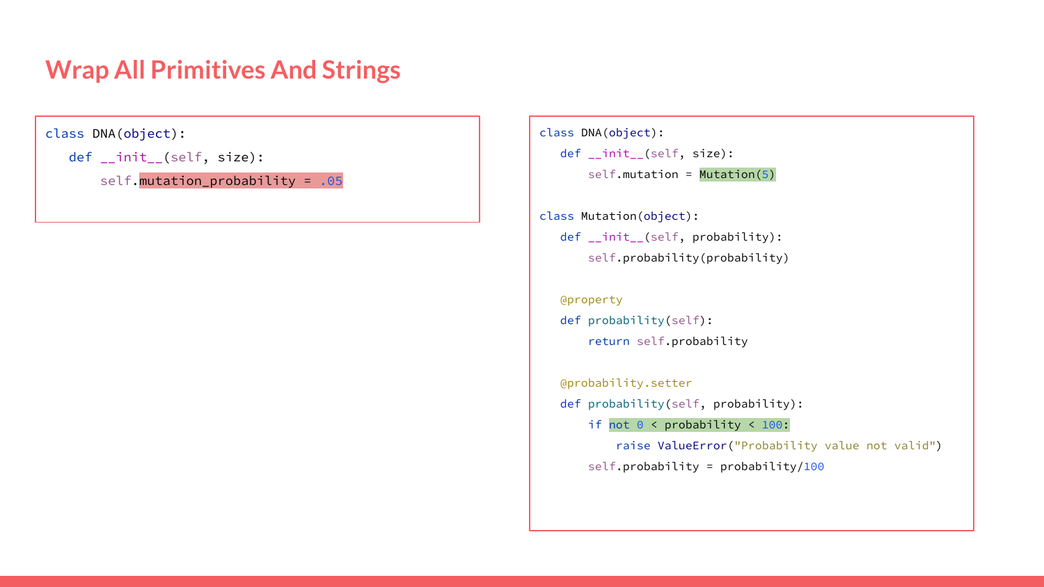# Wrap All Primitives And Strings

```python
class DNA(object):
   def __init__(self, size):
       self.mutation_probability = .05
```

```python
class DNA(object):
   def __init__(self, size):
       self.mutation = Mutation(5)

class Mutation(object):
   def __init__(self, probability):
       self.probability(probability)

   @property
   def probability(self):
       return self.probability

   @probability.setter
   def probability(self, probability):
       if not 0 < probability < 100:
           raise ValueError("Probability value not valid")
       self.probability = probability/100
```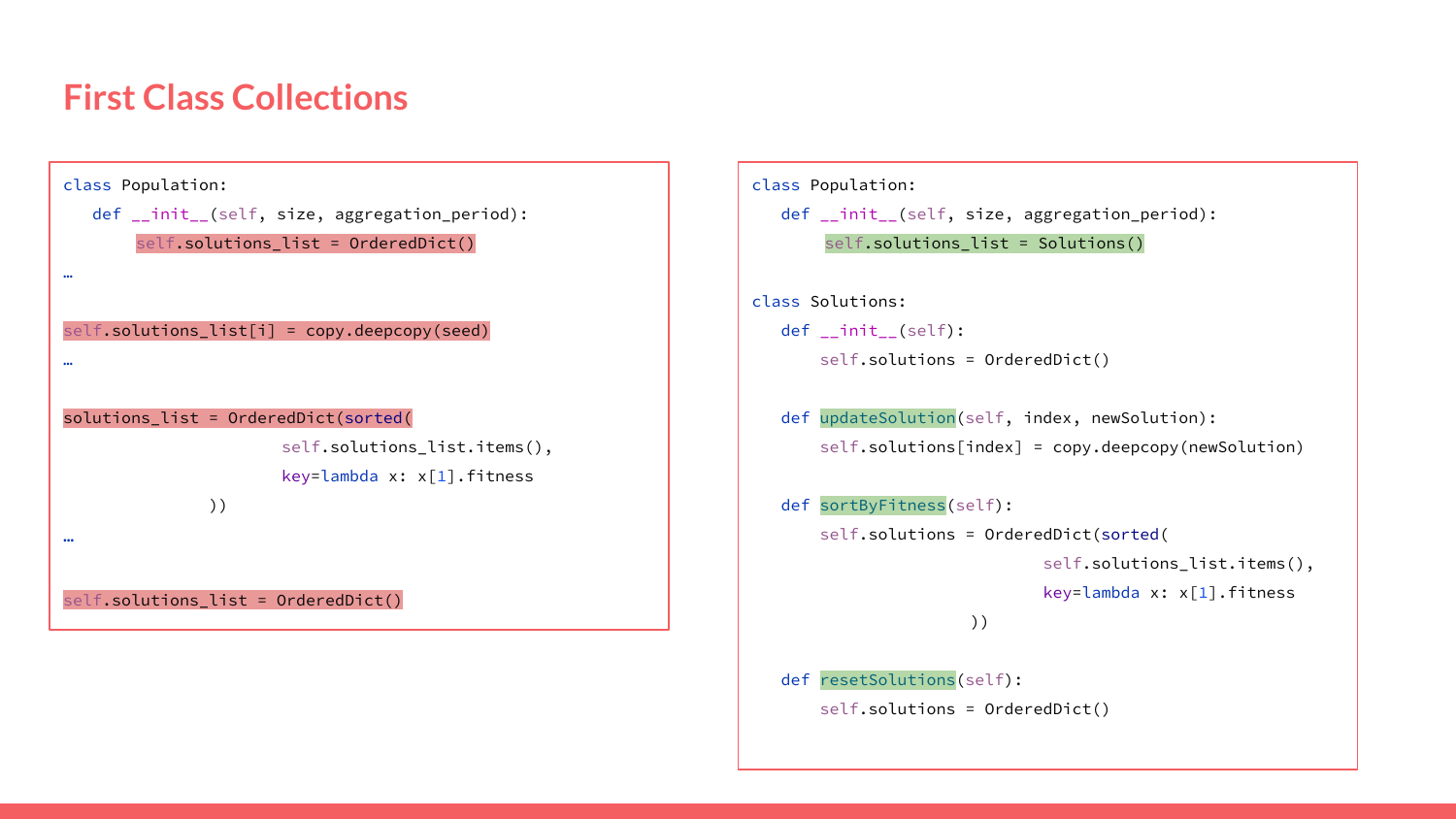# First Class Collections

```
class Population:
   def __init__(self, size, aggregation_period):
        self.solutions_list = OrderedDict()
…

self.solutions_list[i] = copy.deepcopy(seed)
…

solutions_list = OrderedDict(sorted(
                         self.solutions_list.items(),
                         key=lambda x: x[1].fitness
                    ))
…

self.solutions_list = OrderedDict()
```

```
class Population:
   def __init__(self, size, aggregation_period):
        self.solutions_list = Solutions()

class Solutions:
   def __init__(self):
        self.solutions = OrderedDict()

   def updateSolution(self, index, newSolution):
        self.solutions[index] = copy.deepcopy(newSolution)

   def sortByFitness(self):
        self.solutions = OrderedDict(sorted(
                               self.solutions_list.items(),
                               key=lambda x: x[1].fitness
                          ))

   def resetSolutions(self):
        self.solutions = OrderedDict()
```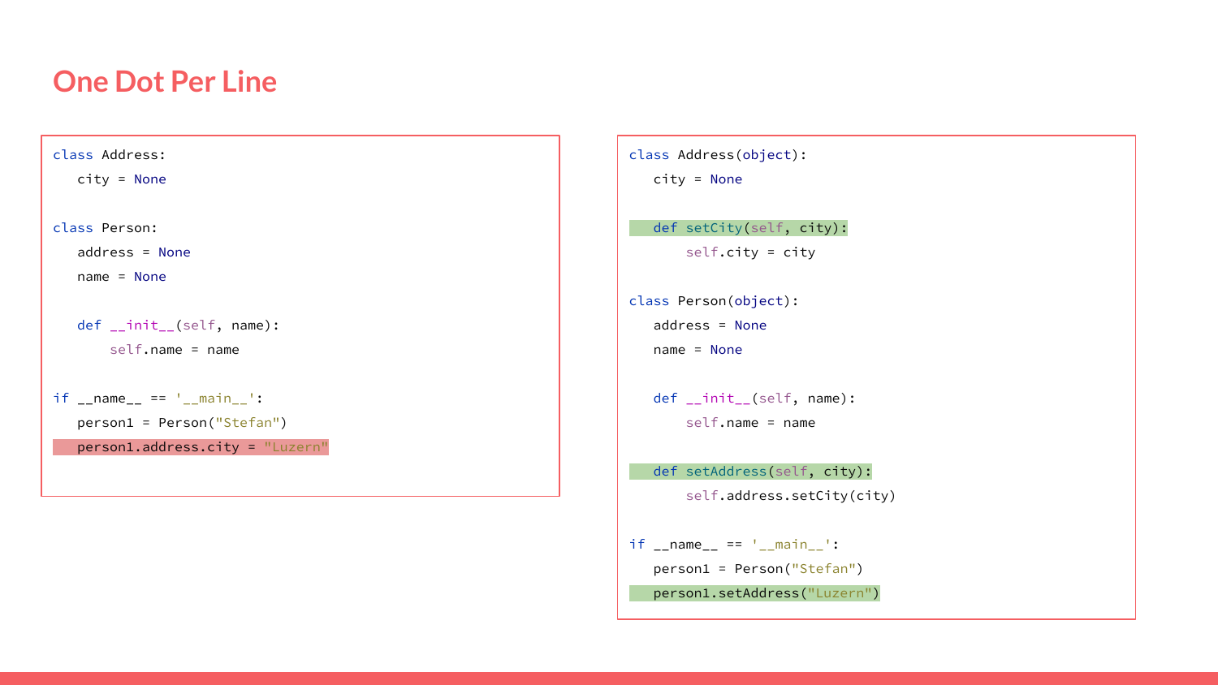# One Dot Per Line

```python
class Address:
   city = None

class Person:
   address = None
   name = None

   def __init__(self, name):
       self.name = name

if __name__ == '__main__':
   person1 = Person("Stefan")
   person1.address.city = "Luzern"
```

```python
class Address(object):
   city = None

   def setCity(self, city):
       self.city = city

class Person(object):
   address = None
   name = None

   def __init__(self, name):
       self.name = name

   def setAddress(self, city):
       self.address.setCity(city)

if __name__ == '__main__':
   person1 = Person("Stefan")
   person1.setAddress("Luzern")
```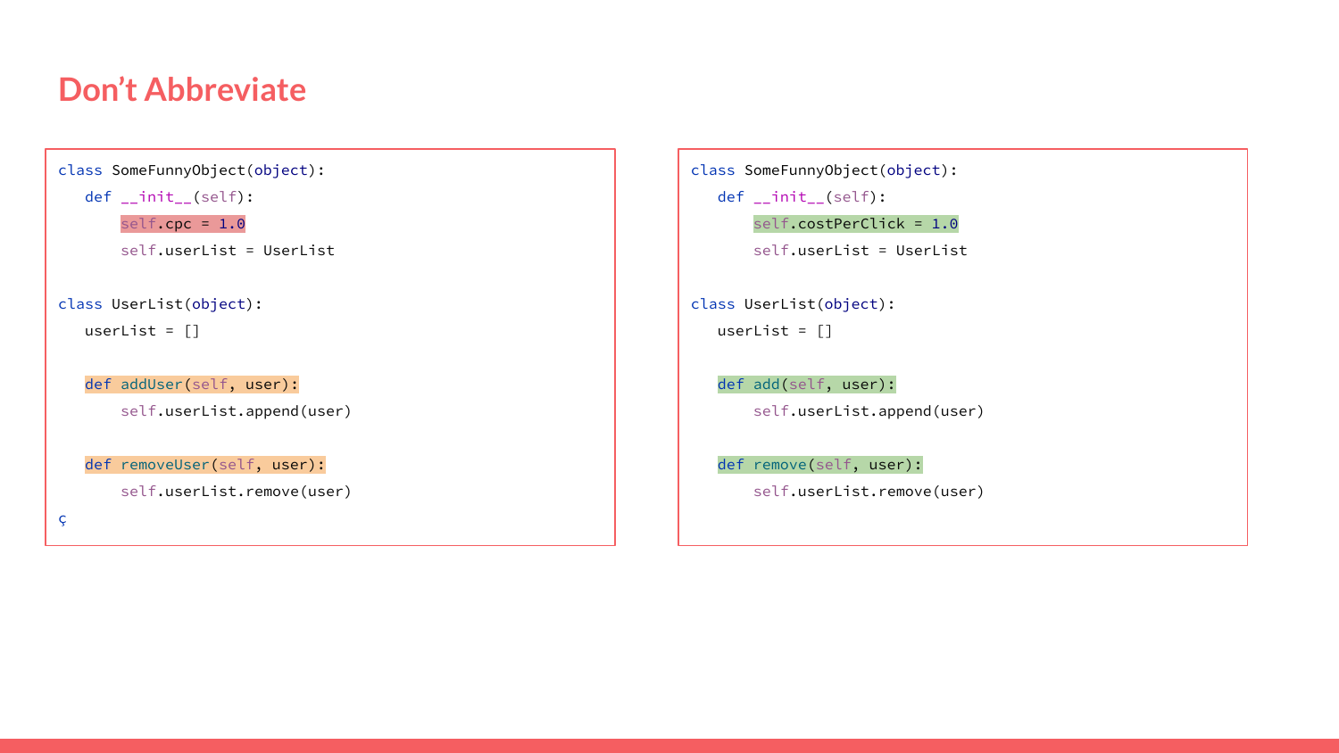# Don’t Abbreviate

```
class SomeFunnyObject(object):
   def __init__(self):
       self.cpc = 1.0
       self.userList = UserList

class UserList(object):
   userList = []

   def addUser(self, user):
       self.userList.append(user)

   def removeUser(self, user):
       self.userList.remove(user)
ç
```

```
class SomeFunnyObject(object):
   def __init__(self):
       self.costPerClick = 1.0
       self.userList = UserList

class UserList(object):
   userList = []

   def add(self, user):
       self.userList.append(user)

   def remove(self, user):
       self.userList.remove(user)
```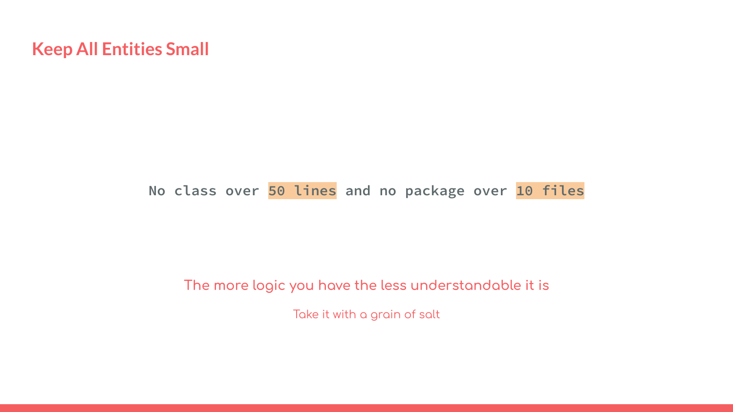# Keep All Entities Small

`No class over 50 lines and no package over 10 files`

The more logic you have the less understandable it is

Take it with a grain of salt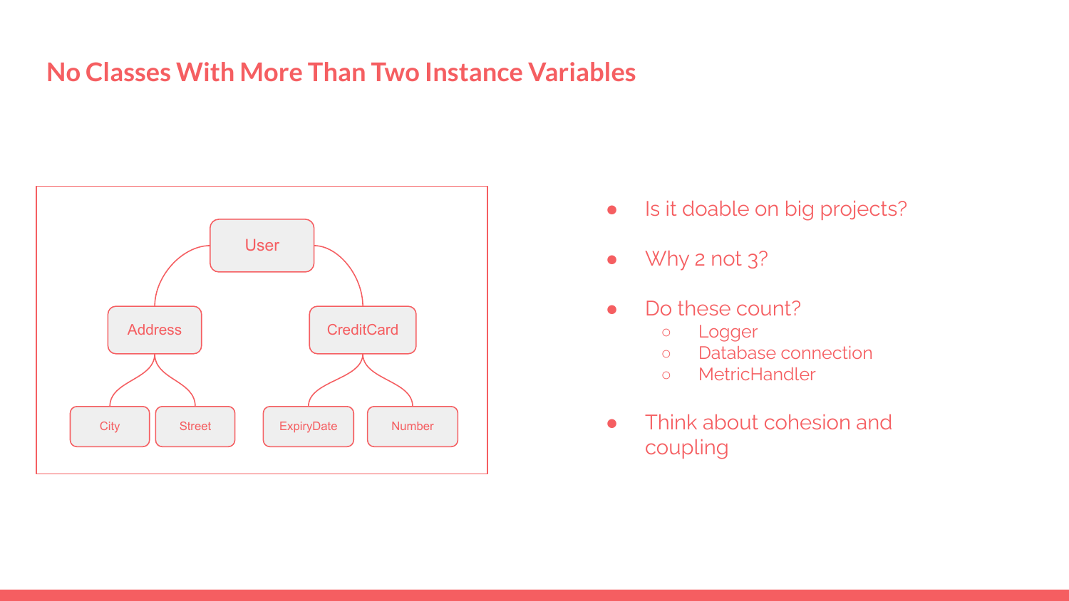# No Classes With More Than Two Instance Variables

User

Address

CreditCard

City

Street

ExpiryDate

Number

- Is it doable on big projects?
- Why 2 not 3?
- Do these count?
  - Logger
  - Database connection
  - MetricHandler
- Think about cohesion and coupling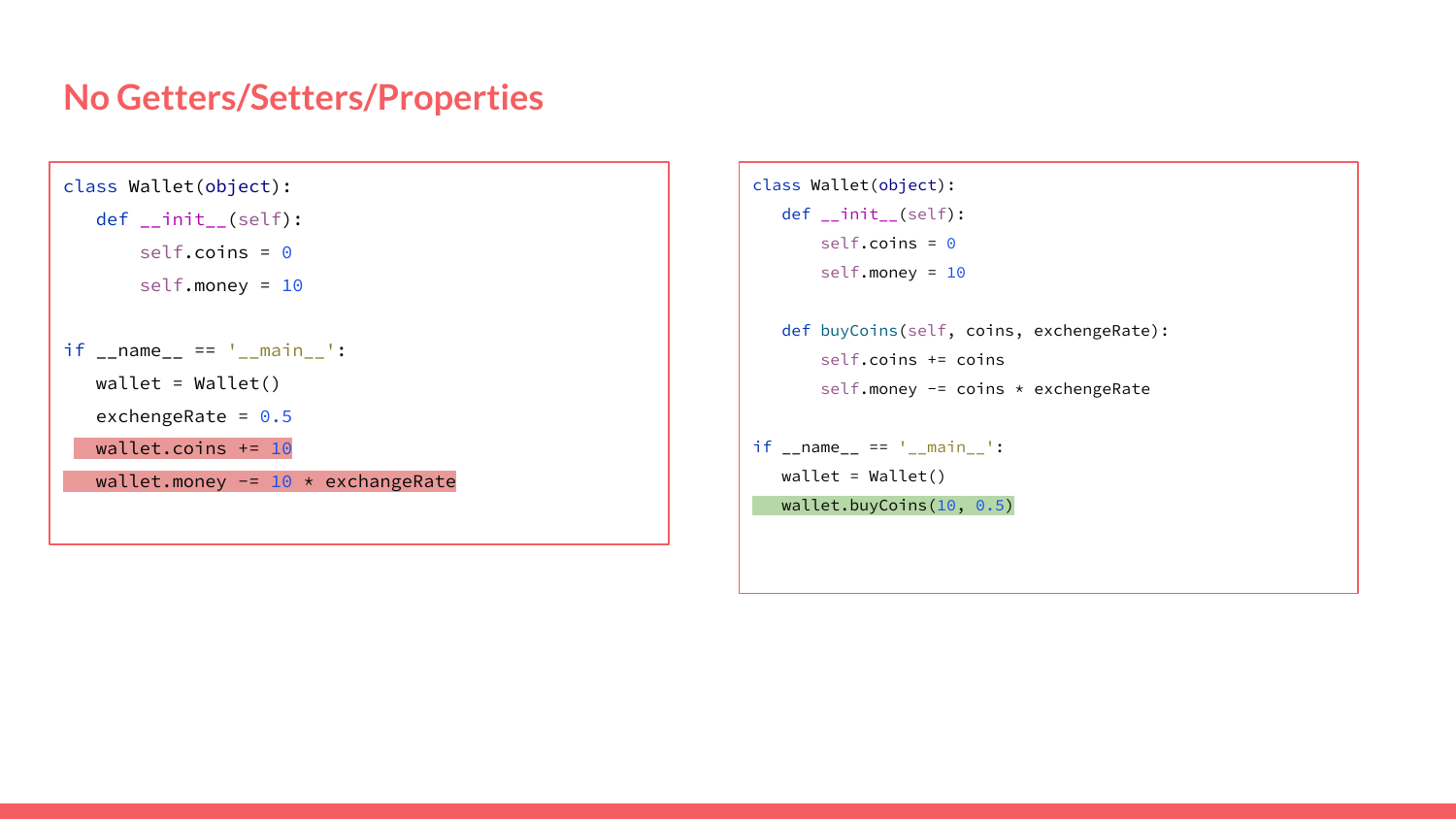# No Getters/Setters/Properties

```python
class Wallet(object):
   def __init__(self):
       self.coins = 0
       self.money = 10

if __name__ == '__main__':
   wallet = Wallet()
   exchengeRate = 0.5
   wallet.coins += 10
   wallet.money -= 10 * exchangeRate
```

```python
class Wallet(object):
   def __init__(self):
       self.coins = 0
       self.money = 10

   def buyCoins(self, coins, exchengeRate):
       self.coins += coins
       self.money -= coins * exchengeRate

if __name__ == '__main__':
   wallet = Wallet()
   wallet.buyCoins(10, 0.5)
```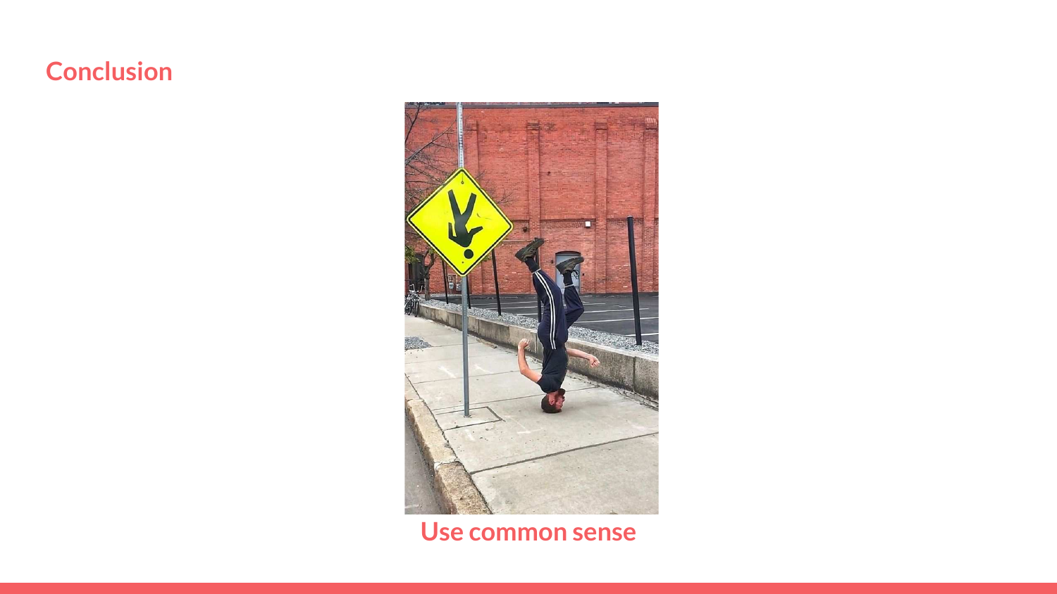# Conclusion

Use common sense